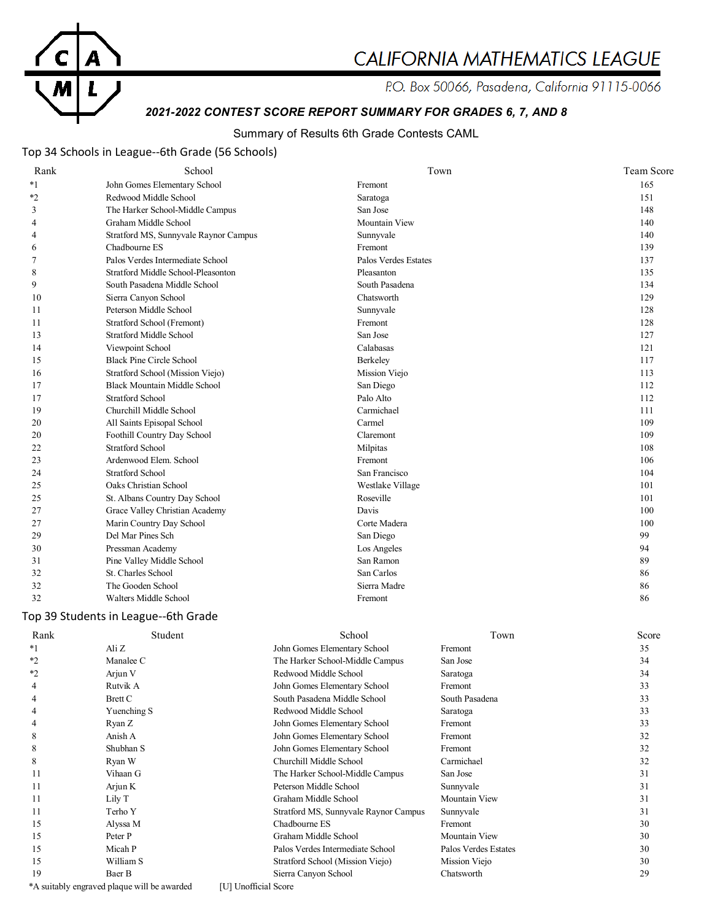# CALIFORNIA MATHEMATICS LEAGUE

P.O. Box 50066, Pasadena, California 91115-0066

### *2021-2022 CONTEST SCORE REPORT SUMMARY FOR GRADES 6, 7, AND 8*

Summary of Results 6th Grade Contests CAML

## Top 34 Schools in League--6th Grade (56 Schools)

| Rank | School | Town | Team Score |
|---|---|---|---|
| *1 | John Gomes Elementary School | Fremont | 165 |
| *2 | Redwood Middle School | Saratoga | 151 |
| 3 | The Harker School-Middle Campus | San Jose | 148 |
| 4 | Graham Middle School | Mountain View | 140 |
| 4 | Stratford MS, Sunnyvale Raynor Campus | Sunnyvale | 140 |
| 6 | Chadbourne ES | Fremont | 139 |
| 7 | Palos Verdes Intermediate School | Palos Verdes Estates | 137 |
| 8 | Stratford Middle School-Pleasonton | Pleasanton | 135 |
| 9 | South Pasadena Middle School | South Pasadena | 134 |
| 10 | Sierra Canyon School | Chatsworth | 129 |
| 11 | Peterson Middle School | Sunnyvale | 128 |
| 11 | Stratford School (Fremont) | Fremont | 128 |
| 13 | Stratford Middle School | San Jose | 127 |
| 14 | Viewpoint School | Calabasas | 121 |
| 15 | Black Pine Circle School | Berkeley | 117 |
| 16 | Stratford School (Mission Viejo) | Mission Viejo | 113 |
| 17 | Black Mountain Middle School | San Diego | 112 |
| 17 | Stratford School | Palo Alto | 112 |
| 19 | Churchill Middle School | Carmichael | 111 |
| 20 | All Saints Episopal School | Carmel | 109 |
| 20 | Foothill Country Day School | Claremont | 109 |
| 22 | Stratford School | Milpitas | 108 |
| 23 | Ardenwood Elem. School | Fremont | 106 |
| 24 | Stratford School | San Francisco | 104 |
| 25 | Oaks Christian School | Westlake Village | 101 |
| 25 | St. Albans Country Day School | Roseville | 101 |
| 27 | Grace Valley Christian Academy | Davis | 100 |
| 27 | Marin Country Day School | Corte Madera | 100 |
| 29 | Del Mar Pines Sch | San Diego | 99 |
| 30 | Pressman Academy | Los Angeles | 94 |
| 31 | Pine Valley Middle School | San Ramon | 89 |
| 32 | St. Charles School | San Carlos | 86 |
| 32 | The Gooden School | Sierra Madre | 86 |
| 32 | Walters Middle School | Fremont | 86 |

## Top 39 Students in League--6th Grade

| Rank | Student | School | Town | Score |
|---|---|---|---|---|
| *1 | Ali Z | John Gomes Elementary School | Fremont | 35 |
| *2 | Manalee C | The Harker School-Middle Campus | San Jose | 34 |
| *2 | Arjun V | Redwood Middle School | Saratoga | 34 |
| 4 | Rutvik A | John Gomes Elementary School | Fremont | 33 |
| 4 | Brett C | South Pasadena Middle School | South Pasadena | 33 |
| 4 | Yuenching S | Redwood Middle School | Saratoga | 33 |
| 4 | Ryan Z | John Gomes Elementary School | Fremont | 33 |
| 8 | Anish A | John Gomes Elementary School | Fremont | 32 |
| 8 | Shubhan S | John Gomes Elementary School | Fremont | 32 |
| 8 | Ryan W | Churchill Middle School | Carmichael | 32 |
| 11 | Vihaan G | The Harker School-Middle Campus | San Jose | 31 |
| 11 | Arjun K | Peterson Middle School | Sunnyvale | 31 |
| 11 | Lily T | Graham Middle School | Mountain View | 31 |
| 11 | Terho Y | Stratford MS, Sunnyvale Raynor Campus | Sunnyvale | 31 |
| 15 | Alyssa M | Chadbourne ES | Fremont | 30 |
| 15 | Peter P | Graham Middle School | Mountain View | 30 |
| 15 | Micah P | Palos Verdes Intermediate School | Palos Verdes Estates | 30 |
| 15 | William S | Stratford School (Mission Viejo) | Mission Viejo | 30 |
| 19 | Baer B | Sierra Canyon School | Chatsworth | 29 |

*A suitably engraved plaque will be awarded [U] Unofficial Score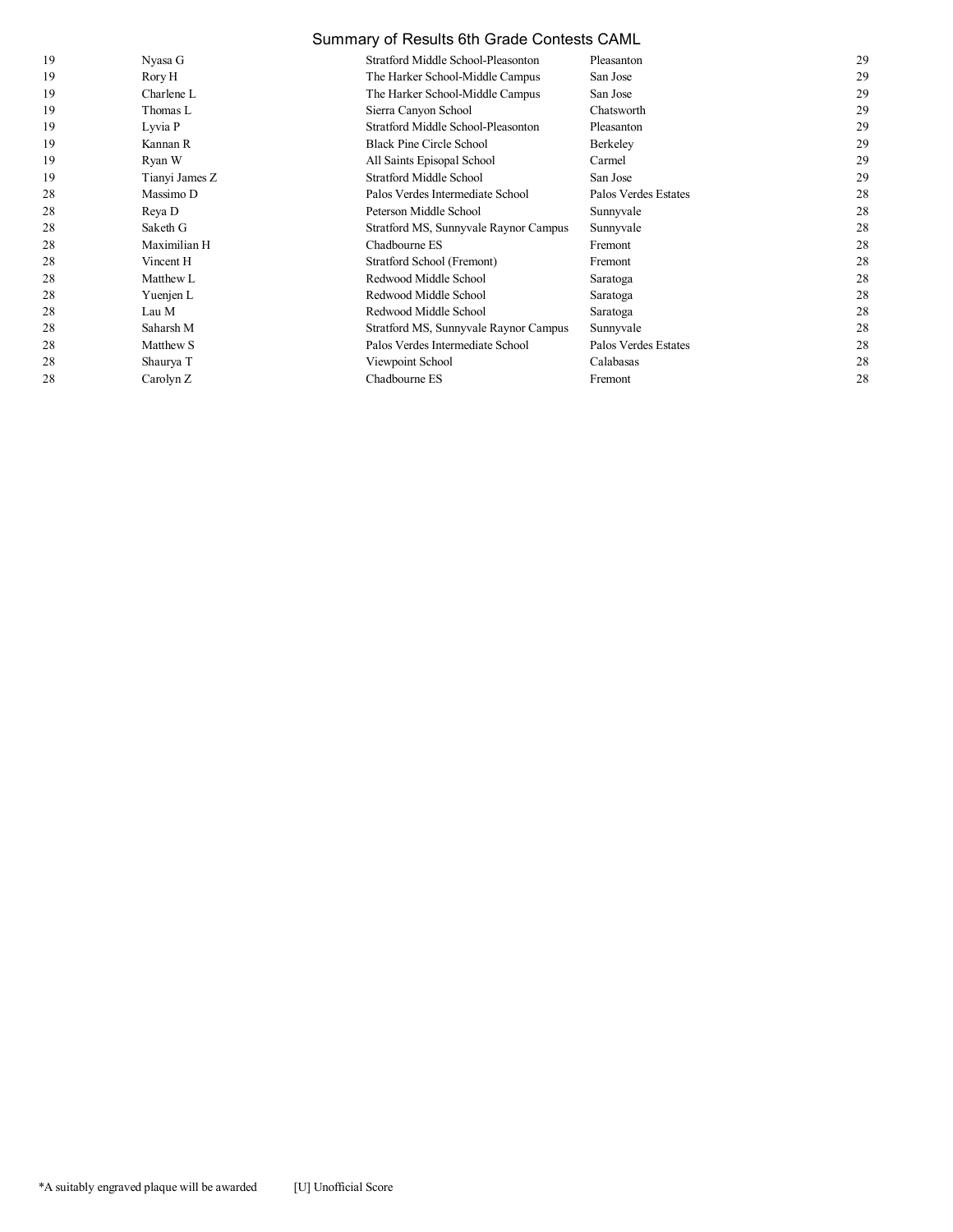# Summary of Results 6th Grade Contests CAML

| | | | | |
|---|---|---|---|---|
| 19 | Nyasa G | Stratford Middle School-Pleasonton | Pleasanton | 29 |
| 19 | Rory H | The Harker School-Middle Campus | San Jose | 29 |
| 19 | Charlene L | The Harker School-Middle Campus | San Jose | 29 |
| 19 | Thomas L | Sierra Canyon School | Chatsworth | 29 |
| 19 | Lyvia P | Stratford Middle School-Pleasonton | Pleasanton | 29 |
| 19 | Kannan R | Black Pine Circle School | Berkeley | 29 |
| 19 | Ryan W | All Saints Episopal School | Carmel | 29 |
| 19 | Tianyi James Z | Stratford Middle School | San Jose | 29 |
| 28 | Massimo D | Palos Verdes Intermediate School | Palos Verdes Estates | 28 |
| 28 | Reya D | Peterson Middle School | Sunnyvale | 28 |
| 28 | Saketh G | Stratford MS, Sunnyvale Raynor Campus | Sunnyvale | 28 |
| 28 | Maximilian H | Chadbourne ES | Fremont | 28 |
| 28 | Vincent H | Stratford School (Fremont) | Fremont | 28 |
| 28 | Matthew L | Redwood Middle School | Saratoga | 28 |
| 28 | Yuenjen L | Redwood Middle School | Saratoga | 28 |
| 28 | Lau M | Redwood Middle School | Saratoga | 28 |
| 28 | Saharsh M | Stratford MS, Sunnyvale Raynor Campus | Sunnyvale | 28 |
| 28 | Matthew S | Palos Verdes Intermediate School | Palos Verdes Estates | 28 |
| 28 | Shaurya T | Viewpoint School | Calabasas | 28 |
| 28 | Carolyn Z | Chadbourne ES | Fremont | 28 |

*A suitably engraved plaque will be awarded [U] Unofficial Score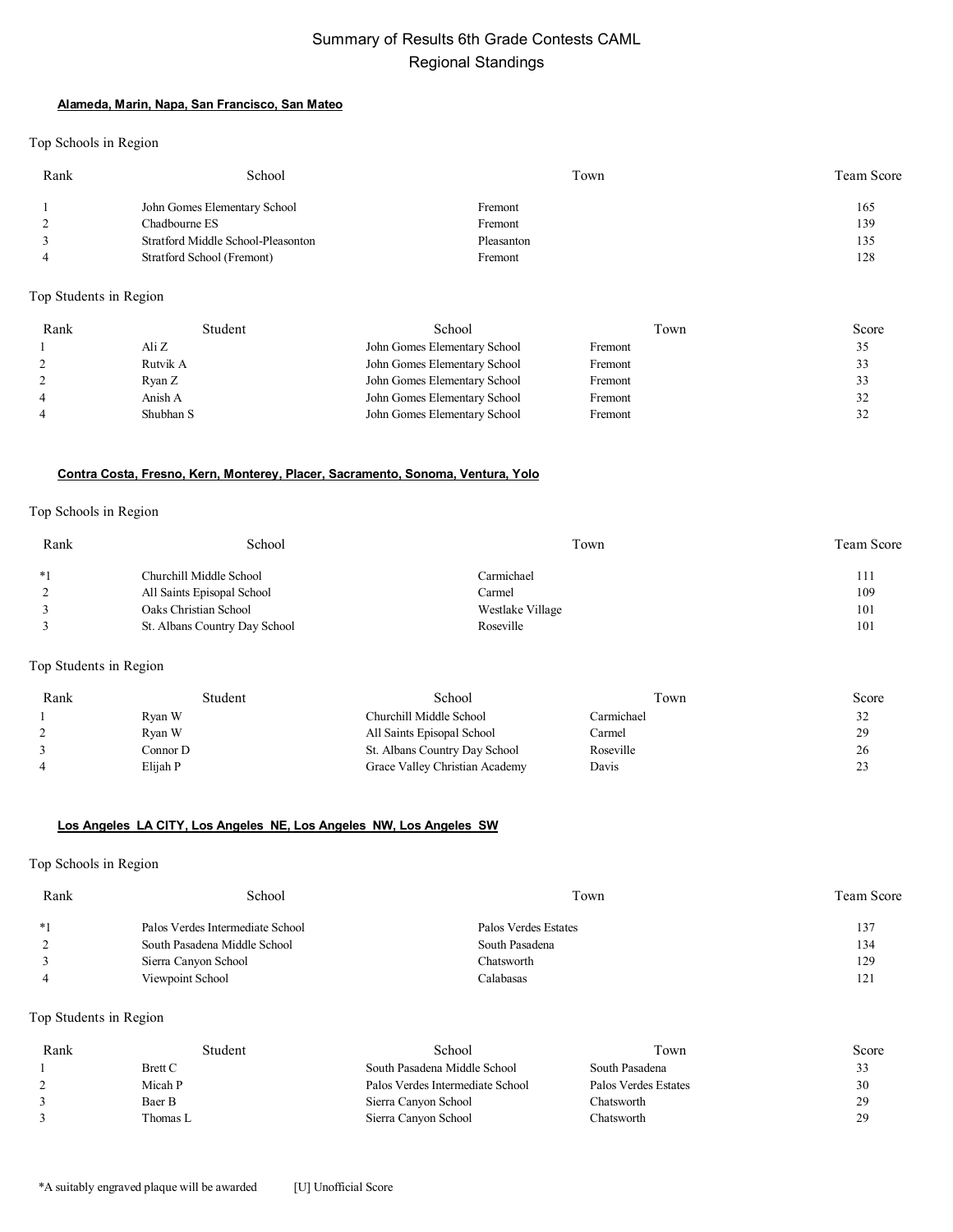# Summary of Results 6th Grade Contests CAML
## Regional Standings

### Alameda, Marin, Napa, San Francisco, San Mateo

Top Schools in Region

| Rank | School | Town | Team Score |
|---|---|---|---|
| 1 | John Gomes Elementary School | Fremont | 165 |
| 2 | Chadbourne ES | Fremont | 139 |
| 3 | Stratford Middle School-Pleasonton | Pleasanton | 135 |
| 4 | Stratford School (Fremont) | Fremont | 128 |

Top Students in Region

| Rank | Student | School | Town | Score |
|---|---|---|---|---|
| 1 | Ali Z | John Gomes Elementary School | Fremont | 35 |
| 2 | Rutvik A | John Gomes Elementary School | Fremont | 33 |
| 2 | Ryan Z | John Gomes Elementary School | Fremont | 33 |
| 4 | Anish A | John Gomes Elementary School | Fremont | 32 |
| 4 | Shubhan S | John Gomes Elementary School | Fremont | 32 |

### Contra Costa, Fresno, Kern, Monterey, Placer, Sacramento, Sonoma, Ventura, Yolo

Top Schools in Region

| Rank | School | Town | Team Score |
|---|---|---|---|
| *1 | Churchill Middle School | Carmichael | 111 |
| 2 | All Saints Episopal School | Carmel | 109 |
| 3 | Oaks Christian School | Westlake Village | 101 |
| 3 | St. Albans Country Day School | Roseville | 101 |

Top Students in Region

| Rank | Student | School | Town | Score |
|---|---|---|---|---|
| 1 | Ryan W | Churchill Middle School | Carmichael | 32 |
| 2 | Ryan W | All Saints Episopal School | Carmel | 29 |
| 3 | Connor D | St. Albans Country Day School | Roseville | 26 |
| 4 | Elijah P | Grace Valley Christian Academy | Davis | 23 |

### Los Angeles LA CITY, Los Angeles NE, Los Angeles NW, Los Angeles SW

Top Schools in Region

| Rank | School | Town | Team Score |
|---|---|---|---|
| *1 | Palos Verdes Intermediate School | Palos Verdes Estates | 137 |
| 2 | South Pasadena Middle School | South Pasadena | 134 |
| 3 | Sierra Canyon School | Chatsworth | 129 |
| 4 | Viewpoint School | Calabasas | 121 |

Top Students in Region

| Rank | Student | School | Town | Score |
|---|---|---|---|---|
| 1 | Brett C | South Pasadena Middle School | South Pasadena | 33 |
| 2 | Micah P | Palos Verdes Intermediate School | Palos Verdes Estates | 30 |
| 3 | Baer B | Sierra Canyon School | Chatsworth | 29 |
| 3 | Thomas L | Sierra Canyon School | Chatsworth | 29 |

*A suitably engraved plaque will be awarded [U] Unofficial Score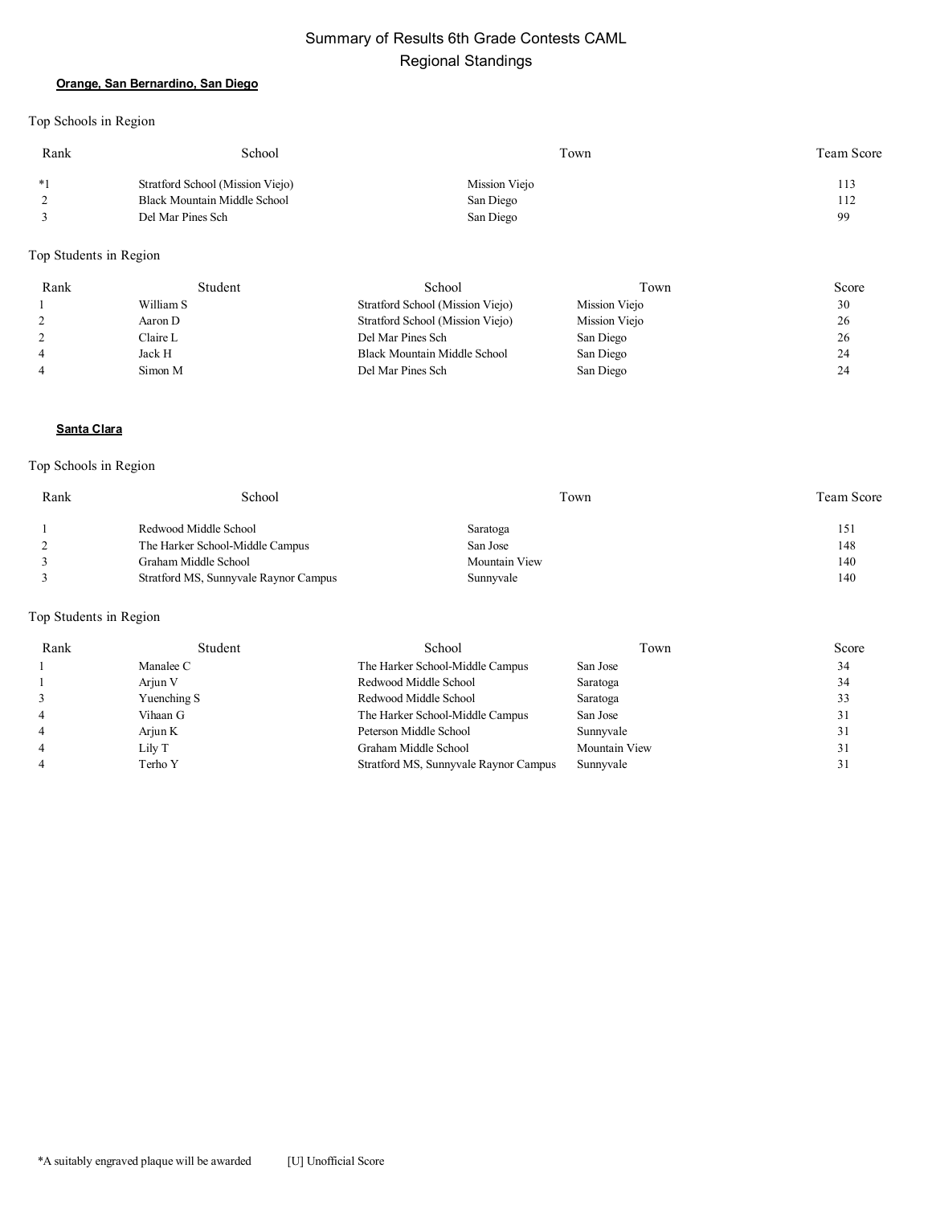# Summary of Results 6th Grade Contests CAML

## Regional Standings

### Orange, San Bernardino, San Diego

Top Schools in Region

| Rank | School | Town | Team Score |
|---|---|---|---|
| *1 | Stratford School (Mission Viejo) | Mission Viejo | 113 |
| 2 | Black Mountain Middle School | San Diego | 112 |
| 3 | Del Mar Pines Sch | San Diego | 99 |

Top Students in Region

| Rank | Student | School | Town | Score |
|---|---|---|---|---|
| 1 | William S | Stratford School (Mission Viejo) | Mission Viejo | 30 |
| 2 | Aaron D | Stratford School (Mission Viejo) | Mission Viejo | 26 |
| 2 | Claire L | Del Mar Pines Sch | San Diego | 26 |
| 4 | Jack H | Black Mountain Middle School | San Diego | 24 |
| 4 | Simon M | Del Mar Pines Sch | San Diego | 24 |

### Santa Clara

Top Schools in Region

| Rank | School | Town | Team Score |
|---|---|---|---|
| 1 | Redwood Middle School | Saratoga | 151 |
| 2 | The Harker School-Middle Campus | San Jose | 148 |
| 3 | Graham Middle School | Mountain View | 140 |
| 3 | Stratford MS, Sunnyvale Raynor Campus | Sunnyvale | 140 |

Top Students in Region

| Rank | Student | School | Town | Score |
|---|---|---|---|---|
| 1 | Manalee C | The Harker School-Middle Campus | San Jose | 34 |
| 1 | Arjun V | Redwood Middle School | Saratoga | 34 |
| 3 | Yuenching S | Redwood Middle School | Saratoga | 33 |
| 4 | Vihaan G | The Harker School-Middle Campus | San Jose | 31 |
| 4 | Arjun K | Peterson Middle School | Sunnyvale | 31 |
| 4 | Lily T | Graham Middle School | Mountain View | 31 |
| 4 | Terho Y | Stratford MS, Sunnyvale Raynor Campus | Sunnyvale | 31 |

*A suitably engraved plaque will be awarded     [U] Unofficial Score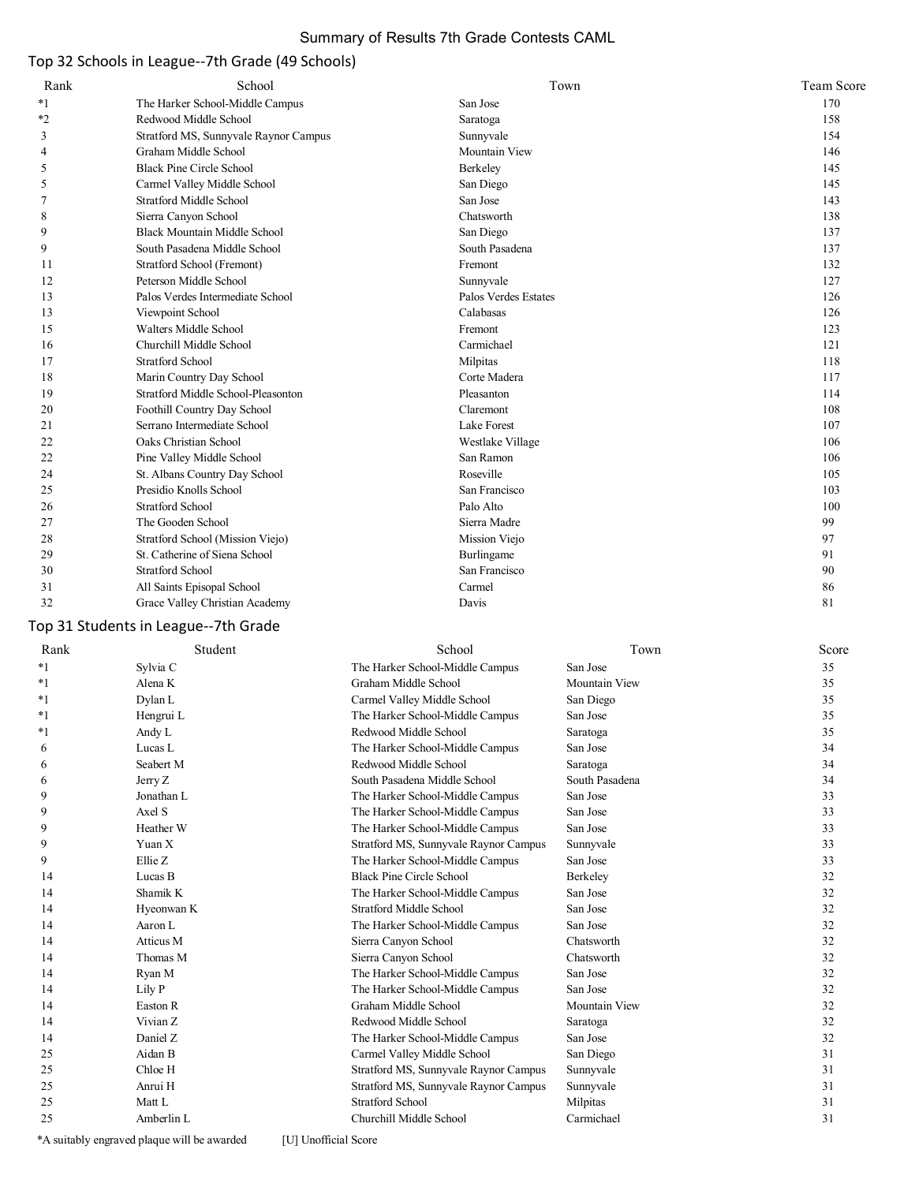Summary of Results 7th Grade Contests CAML

## Top 32 Schools in League--7th Grade (49 Schools)

| Rank | School | Town | Team Score |
|---|---|---|---|
| *1 | The Harker School-Middle Campus | San Jose | 170 |
| *2 | Redwood Middle School | Saratoga | 158 |
| 3 | Stratford MS, Sunnyvale Raynor Campus | Sunnyvale | 154 |
| 4 | Graham Middle School | Mountain View | 146 |
| 5 | Black Pine Circle School | Berkeley | 145 |
| 5 | Carmel Valley Middle School | San Diego | 145 |
| 7 | Stratford Middle School | San Jose | 143 |
| 8 | Sierra Canyon School | Chatsworth | 138 |
| 9 | Black Mountain Middle School | San Diego | 137 |
| 9 | South Pasadena Middle School | South Pasadena | 137 |
| 11 | Stratford School (Fremont) | Fremont | 132 |
| 12 | Peterson Middle School | Sunnyvale | 127 |
| 13 | Palos Verdes Intermediate School | Palos Verdes Estates | 126 |
| 13 | Viewpoint School | Calabasas | 126 |
| 15 | Walters Middle School | Fremont | 123 |
| 16 | Churchill Middle School | Carmichael | 121 |
| 17 | Stratford School | Milpitas | 118 |
| 18 | Marin Country Day School | Corte Madera | 117 |
| 19 | Stratford Middle School-Pleasonton | Pleasanton | 114 |
| 20 | Foothill Country Day School | Claremont | 108 |
| 21 | Serrano Intermediate School | Lake Forest | 107 |
| 22 | Oaks Christian School | Westlake Village | 106 |
| 22 | Pine Valley Middle School | San Ramon | 106 |
| 24 | St. Albans Country Day School | Roseville | 105 |
| 25 | Presidio Knolls School | San Francisco | 103 |
| 26 | Stratford School | Palo Alto | 100 |
| 27 | The Gooden School | Sierra Madre | 99 |
| 28 | Stratford School (Mission Viejo) | Mission Viejo | 97 |
| 29 | St. Catherine of Siena School | Burlingame | 91 |
| 30 | Stratford School | San Francisco | 90 |
| 31 | All Saints Episopal School | Carmel | 86 |
| 32 | Grace Valley Christian Academy | Davis | 81 |

## Top 31 Students in League--7th Grade

| Rank | Student | School | Town | Score |
|---|---|---|---|---|
| *1 | Sylvia C | The Harker School-Middle Campus | San Jose | 35 |
| *1 | Alena K | Graham Middle School | Mountain View | 35 |
| *1 | Dylan L | Carmel Valley Middle School | San Diego | 35 |
| *1 | Hengrui L | The Harker School-Middle Campus | San Jose | 35 |
| *1 | Andy L | Redwood Middle School | Saratoga | 35 |
| 6 | Lucas L | The Harker School-Middle Campus | San Jose | 34 |
| 6 | Seabert M | Redwood Middle School | Saratoga | 34 |
| 6 | Jerry Z | South Pasadena Middle School | South Pasadena | 34 |
| 9 | Jonathan L | The Harker School-Middle Campus | San Jose | 33 |
| 9 | Axel S | The Harker School-Middle Campus | San Jose | 33 |
| 9 | Heather W | The Harker School-Middle Campus | San Jose | 33 |
| 9 | Yuan X | Stratford MS, Sunnyvale Raynor Campus | Sunnyvale | 33 |
| 9 | Ellie Z | The Harker School-Middle Campus | San Jose | 33 |
| 14 | Lucas B | Black Pine Circle School | Berkeley | 32 |
| 14 | Shamik K | The Harker School-Middle Campus | San Jose | 32 |
| 14 | Hyeonwan K | Stratford Middle School | San Jose | 32 |
| 14 | Aaron L | The Harker School-Middle Campus | San Jose | 32 |
| 14 | Atticus M | Sierra Canyon School | Chatsworth | 32 |
| 14 | Thomas M | Sierra Canyon School | Chatsworth | 32 |
| 14 | Ryan M | The Harker School-Middle Campus | San Jose | 32 |
| 14 | Lily P | The Harker School-Middle Campus | San Jose | 32 |
| 14 | Easton R | Graham Middle School | Mountain View | 32 |
| 14 | Vivian Z | Redwood Middle School | Saratoga | 32 |
| 14 | Daniel Z | The Harker School-Middle Campus | San Jose | 32 |
| 25 | Aidan B | Carmel Valley Middle School | San Diego | 31 |
| 25 | Chloe H | Stratford MS, Sunnyvale Raynor Campus | Sunnyvale | 31 |
| 25 | Anrui H | Stratford MS, Sunnyvale Raynor Campus | Sunnyvale | 31 |
| 25 | Matt L | Stratford School | Milpitas | 31 |
| 25 | Amberlin L | Churchill Middle School | Carmichael | 31 |

*A suitably engraved plaque will be awarded [U] Unofficial Score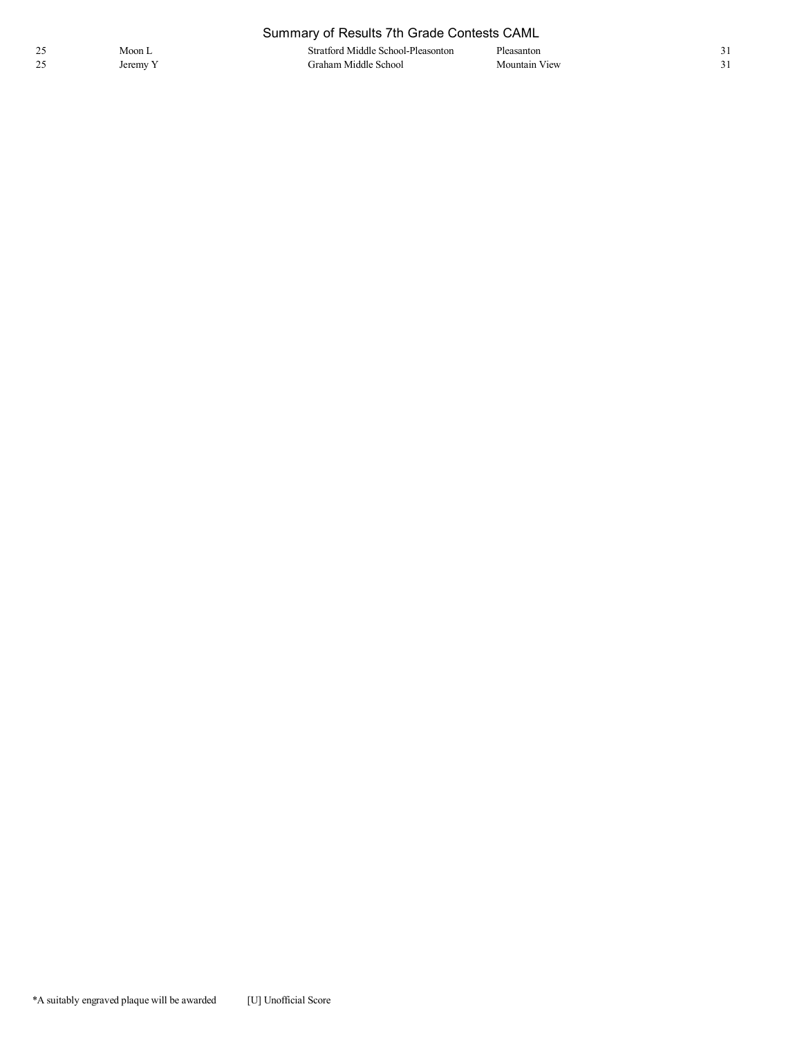# Summary of Results 7th Grade Contests CAML

| | | | | |
|---|---|---|---|---|
| 25 | Moon L | Stratford Middle School-Pleasonton | Pleasanton | 31 |
| 25 | Jeremy Y | Graham Middle School | Mountain View | 31 |

*A suitably engraved plaque will be awarded [U] Unofficial Score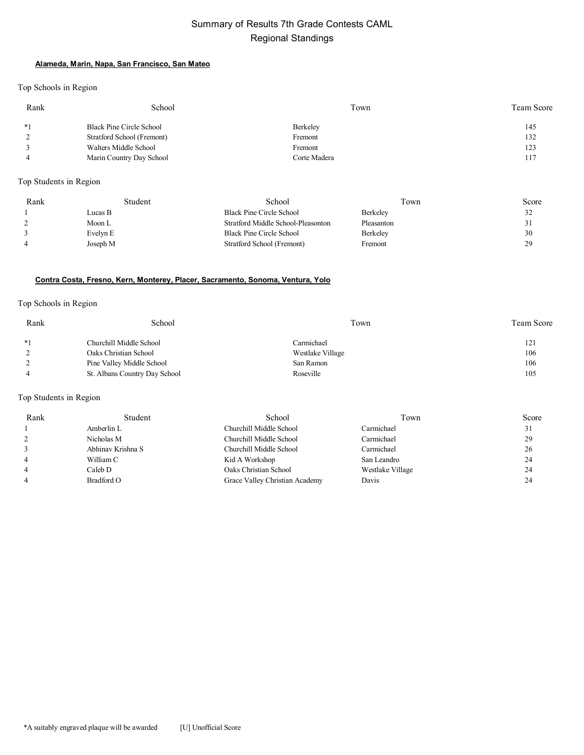# Summary of Results 7th Grade Contests CAML
## Regional Standings

### Alameda, Marin, Napa, San Francisco, San Mateo

Top Schools in Region

| Rank | School | Town | Team Score |
|---|---|---|---|
| *1 | Black Pine Circle School | Berkeley | 145 |
| 2 | Stratford School (Fremont) | Fremont | 132 |
| 3 | Walters Middle School | Fremont | 123 |
| 4 | Marin Country Day School | Corte Madera | 117 |

Top Students in Region

| Rank | Student | School | Town | Score |
|---|---|---|---|---|
| 1 | Lucas B | Black Pine Circle School | Berkeley | 32 |
| 2 | Moon L | Stratford Middle School-Pleasonton | Pleasanton | 31 |
| 3 | Evelyn E | Black Pine Circle School | Berkeley | 30 |
| 4 | Joseph M | Stratford School (Fremont) | Fremont | 29 |

### Contra Costa, Fresno, Kern, Monterey, Placer, Sacramento, Sonoma, Ventura, Yolo

Top Schools in Region

| Rank | School | Town | Team Score |
|---|---|---|---|
| *1 | Churchill Middle School | Carmichael | 121 |
| 2 | Oaks Christian School | Westlake Village | 106 |
| 2 | Pine Valley Middle School | San Ramon | 106 |
| 4 | St. Albans Country Day School | Roseville | 105 |

Top Students in Region

| Rank | Student | School | Town | Score |
|---|---|---|---|---|
| 1 | Amberlin L | Churchill Middle School | Carmichael | 31 |
| 2 | Nicholas M | Churchill Middle School | Carmichael | 29 |
| 3 | Abhinav Krishna S | Churchill Middle School | Carmichael | 26 |
| 4 | William C | Kid A Workshop | San Leandro | 24 |
| 4 | Caleb D | Oaks Christian School | Westlake Village | 24 |
| 4 | Bradford O | Grace Valley Christian Academy | Davis | 24 |

*A suitably engraved plaque will be awarded [U] Unofficial Score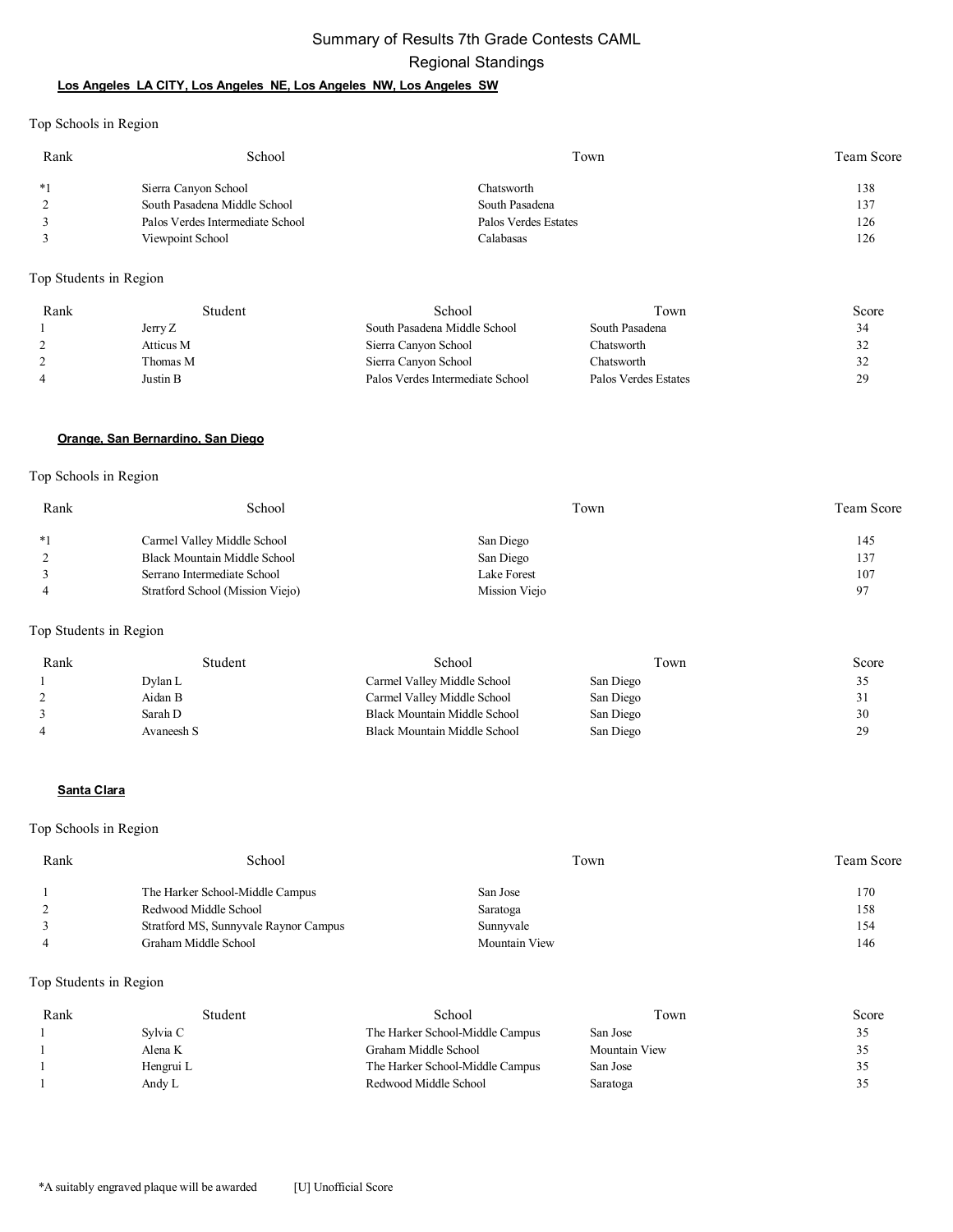# Summary of Results 7th Grade Contests CAML

## Regional Standings

### Los Angeles LA CITY, Los Angeles NE, Los Angeles NW, Los Angeles SW

Top Schools in Region

| Rank | School | Town | Team Score |
|---|---|---|---|
| *1 | Sierra Canyon School | Chatsworth | 138 |
| 2 | South Pasadena Middle School | South Pasadena | 137 |
| 3 | Palos Verdes Intermediate School | Palos Verdes Estates | 126 |
| 3 | Viewpoint School | Calabasas | 126 |

Top Students in Region

| Rank | Student | School | Town | Score |
|---|---|---|---|---|
| 1 | Jerry Z | South Pasadena Middle School | South Pasadena | 34 |
| 2 | Atticus M | Sierra Canyon School | Chatsworth | 32 |
| 2 | Thomas M | Sierra Canyon School | Chatsworth | 32 |
| 4 | Justin B | Palos Verdes Intermediate School | Palos Verdes Estates | 29 |

### Orange, San Bernardino, San Diego

Top Schools in Region

| Rank | School | Town | Team Score |
|---|---|---|---|
| *1 | Carmel Valley Middle School | San Diego | 145 |
| 2 | Black Mountain Middle School | San Diego | 137 |
| 3 | Serrano Intermediate School | Lake Forest | 107 |
| 4 | Stratford School (Mission Viejo) | Mission Viejo | 97 |

Top Students in Region

| Rank | Student | School | Town | Score |
|---|---|---|---|---|
| 1 | Dylan L | Carmel Valley Middle School | San Diego | 35 |
| 2 | Aidan B | Carmel Valley Middle School | San Diego | 31 |
| 3 | Sarah D | Black Mountain Middle School | San Diego | 30 |
| 4 | Avaneesh S | Black Mountain Middle School | San Diego | 29 |

### Santa Clara

Top Schools in Region

| Rank | School | Town | Team Score |
|---|---|---|---|
| 1 | The Harker School-Middle Campus | San Jose | 170 |
| 2 | Redwood Middle School | Saratoga | 158 |
| 3 | Stratford MS, Sunnyvale Raynor Campus | Sunnyvale | 154 |
| 4 | Graham Middle School | Mountain View | 146 |

Top Students in Region

| Rank | Student | School | Town | Score |
|---|---|---|---|---|
| 1 | Sylvia C | The Harker School-Middle Campus | San Jose | 35 |
| 1 | Alena K | Graham Middle School | Mountain View | 35 |
| 1 | Hengrui L | The Harker School-Middle Campus | San Jose | 35 |
| 1 | Andy L | Redwood Middle School | Saratoga | 35 |

*A suitably engraved plaque will be awarded [U] Unofficial Score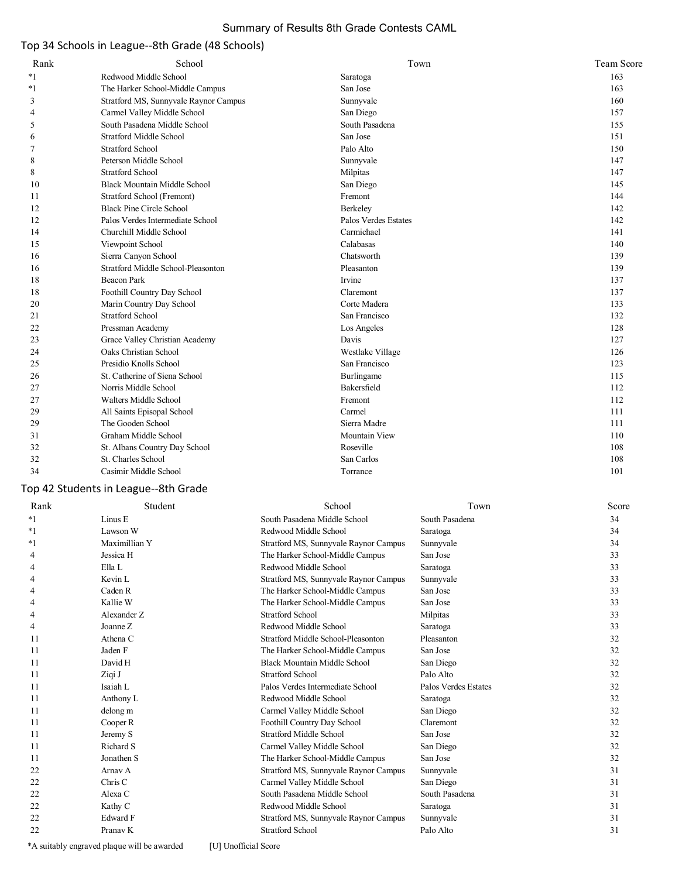# Summary of Results 8th Grade Contests CAML

## Top 34 Schools in League--8th Grade (48 Schools)

| Rank | School | Town | Team Score |
|---|---|---|---|
| *1 | Redwood Middle School | Saratoga | 163 |
| *1 | The Harker School-Middle Campus | San Jose | 163 |
| 3 | Stratford MS, Sunnyvale Raynor Campus | Sunnyvale | 160 |
| 4 | Carmel Valley Middle School | San Diego | 157 |
| 5 | South Pasadena Middle School | South Pasadena | 155 |
| 6 | Stratford Middle School | San Jose | 151 |
| 7 | Stratford School | Palo Alto | 150 |
| 8 | Peterson Middle School | Sunnyvale | 147 |
| 8 | Stratford School | Milpitas | 147 |
| 10 | Black Mountain Middle School | San Diego | 145 |
| 11 | Stratford School (Fremont) | Fremont | 144 |
| 12 | Black Pine Circle School | Berkeley | 142 |
| 12 | Palos Verdes Intermediate School | Palos Verdes Estates | 142 |
| 14 | Churchill Middle School | Carmichael | 141 |
| 15 | Viewpoint School | Calabasas | 140 |
| 16 | Sierra Canyon School | Chatsworth | 139 |
| 16 | Stratford Middle School-Pleasonton | Pleasanton | 139 |
| 18 | Beacon Park | Irvine | 137 |
| 18 | Foothill Country Day School | Claremont | 137 |
| 20 | Marin Country Day School | Corte Madera | 133 |
| 21 | Stratford School | San Francisco | 132 |
| 22 | Pressman Academy | Los Angeles | 128 |
| 23 | Grace Valley Christian Academy | Davis | 127 |
| 24 | Oaks Christian School | Westlake Village | 126 |
| 25 | Presidio Knolls School | San Francisco | 123 |
| 26 | St. Catherine of Siena School | Burlingame | 115 |
| 27 | Norris Middle School | Bakersfield | 112 |
| 27 | Walters Middle School | Fremont | 112 |
| 29 | All Saints Episopal School | Carmel | 111 |
| 29 | The Gooden School | Sierra Madre | 111 |
| 31 | Graham Middle School | Mountain View | 110 |
| 32 | St. Albans Country Day School | Roseville | 108 |
| 32 | St. Charles School | San Carlos | 108 |
| 34 | Casimir Middle School | Torrance | 101 |

## Top 42 Students in League--8th Grade

| Rank | Student | School | Town | Score |
|---|---|---|---|---|
| *1 | Linus E | South Pasadena Middle School | South Pasadena | 34 |
| *1 | Lawson W | Redwood Middle School | Saratoga | 34 |
| *1 | Maximillian Y | Stratford MS, Sunnyvale Raynor Campus | Sunnyvale | 34 |
| 4 | Jessica H | The Harker School-Middle Campus | San Jose | 33 |
| 4 | Ella L | Redwood Middle School | Saratoga | 33 |
| 4 | Kevin L | Stratford MS, Sunnyvale Raynor Campus | Sunnyvale | 33 |
| 4 | Caden R | The Harker School-Middle Campus | San Jose | 33 |
| 4 | Kallie W | The Harker School-Middle Campus | San Jose | 33 |
| 4 | Alexander Z | Stratford School | Milpitas | 33 |
| 4 | Joanne Z | Redwood Middle School | Saratoga | 33 |
| 11 | Athena C | Stratford Middle School-Pleasonton | Pleasanton | 32 |
| 11 | Jaden F | The Harker School-Middle Campus | San Jose | 32 |
| 11 | David H | Black Mountain Middle School | San Diego | 32 |
| 11 | Ziqi J | Stratford School | Palo Alto | 32 |
| 11 | Isaiah L | Palos Verdes Intermediate School | Palos Verdes Estates | 32 |
| 11 | Anthony L | Redwood Middle School | Saratoga | 32 |
| 11 | delong m | Carmel Valley Middle School | San Diego | 32 |
| 11 | Cooper R | Foothill Country Day School | Claremont | 32 |
| 11 | Jeremy S | Stratford Middle School | San Jose | 32 |
| 11 | Richard S | Carmel Valley Middle School | San Diego | 32 |
| 11 | Jonathen S | The Harker School-Middle Campus | San Jose | 32 |
| 22 | Arnav A | Stratford MS, Sunnyvale Raynor Campus | Sunnyvale | 31 |
| 22 | Chris C | Carmel Valley Middle School | San Diego | 31 |
| 22 | Alexa C | South Pasadena Middle School | South Pasadena | 31 |
| 22 | Kathy C | Redwood Middle School | Saratoga | 31 |
| 22 | Edward F | Stratford MS, Sunnyvale Raynor Campus | Sunnyvale | 31 |
| 22 | Pranav K | Stratford School | Palo Alto | 31 |

*A suitably engraved plaque will be awarded [U] Unofficial Score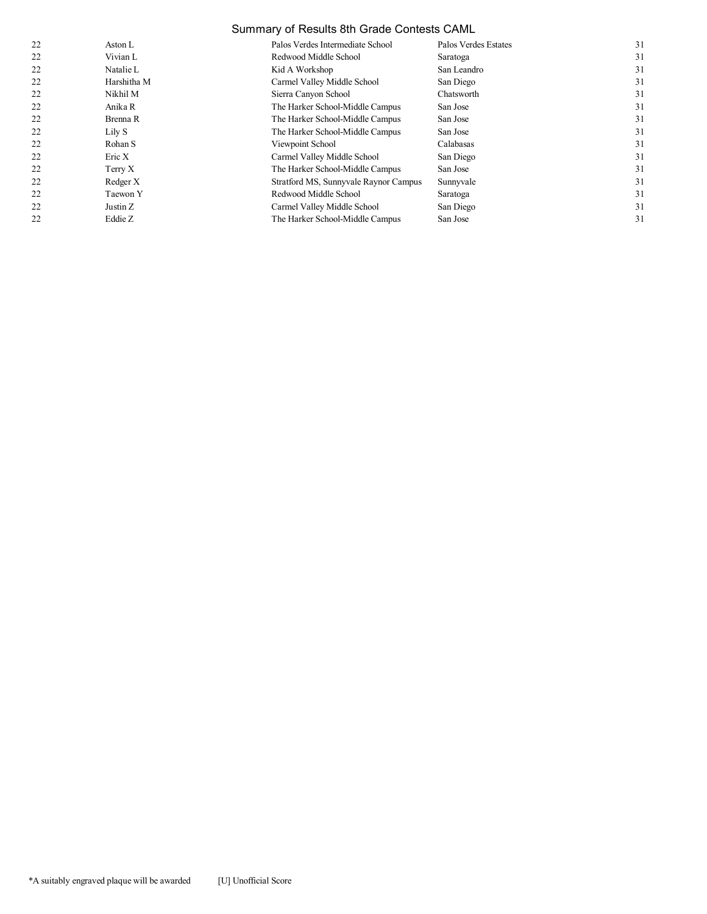# Summary of Results 8th Grade Contests CAML

| | | | | |
|---|---|---|---|---|
| 22 | Aston L | Palos Verdes Intermediate School | Palos Verdes Estates | 31 |
| 22 | Vivian L | Redwood Middle School | Saratoga | 31 |
| 22 | Natalie L | Kid A Workshop | San Leandro | 31 |
| 22 | Harshitha M | Carmel Valley Middle School | San Diego | 31 |
| 22 | Nikhil M | Sierra Canyon School | Chatsworth | 31 |
| 22 | Anika R | The Harker School-Middle Campus | San Jose | 31 |
| 22 | Brenna R | The Harker School-Middle Campus | San Jose | 31 |
| 22 | Lily S | The Harker School-Middle Campus | San Jose | 31 |
| 22 | Rohan S | Viewpoint School | Calabasas | 31 |
| 22 | Eric X | Carmel Valley Middle School | San Diego | 31 |
| 22 | Terry X | The Harker School-Middle Campus | San Jose | 31 |
| 22 | Redger X | Stratford MS, Sunnyvale Raynor Campus | Sunnyvale | 31 |
| 22 | Taewon Y | Redwood Middle School | Saratoga | 31 |
| 22 | Justin Z | Carmel Valley Middle School | San Diego | 31 |
| 22 | Eddie Z | The Harker School-Middle Campus | San Jose | 31 |

*A suitably engraved plaque will be awarded [U] Unofficial Score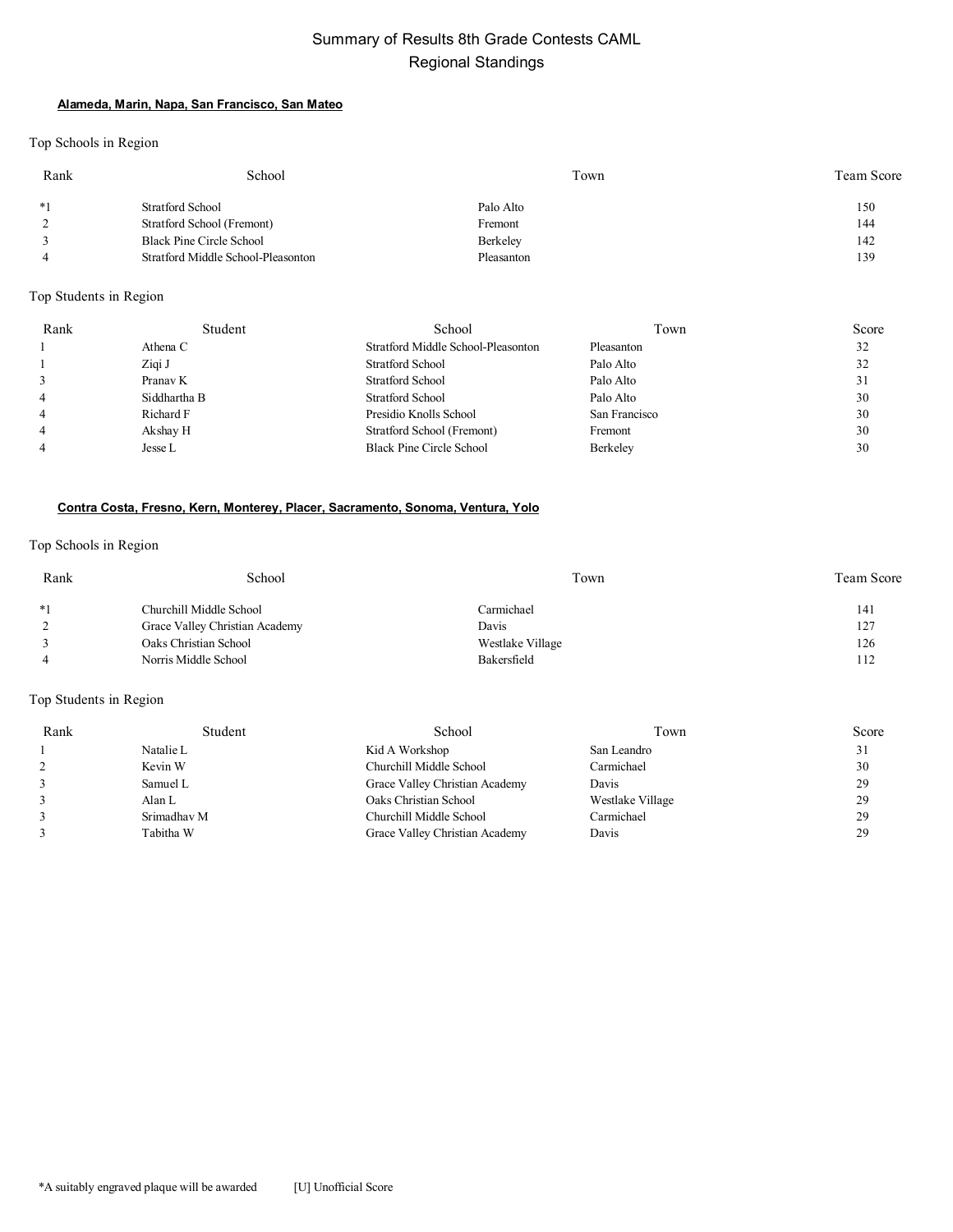# Summary of Results 8th Grade Contests CAML

## Regional Standings

### Alameda, Marin, Napa, San Francisco, San Mateo

Top Schools in Region

| Rank | School | Town | Team Score |
|---|---|---|---|
| *1 | Stratford School | Palo Alto | 150 |
| 2 | Stratford School (Fremont) | Fremont | 144 |
| 3 | Black Pine Circle School | Berkeley | 142 |
| 4 | Stratford Middle School-Pleasonton | Pleasanton | 139 |

Top Students in Region

| Rank | Student | School | Town | Score |
|---|---|---|---|---|
| 1 | Athena C | Stratford Middle School-Pleasonton | Pleasanton | 32 |
| 1 | Ziqi J | Stratford School | Palo Alto | 32 |
| 3 | Pranav K | Stratford School | Palo Alto | 31 |
| 4 | Siddhartha B | Stratford School | Palo Alto | 30 |
| 4 | Richard F | Presidio Knolls School | San Francisco | 30 |
| 4 | Akshay H | Stratford School (Fremont) | Fremont | 30 |
| 4 | Jesse L | Black Pine Circle School | Berkeley | 30 |

### Contra Costa, Fresno, Kern, Monterey, Placer, Sacramento, Sonoma, Ventura, Yolo

Top Schools in Region

| Rank | School | Town | Team Score |
|---|---|---|---|
| *1 | Churchill Middle School | Carmichael | 141 |
| 2 | Grace Valley Christian Academy | Davis | 127 |
| 3 | Oaks Christian School | Westlake Village | 126 |
| 4 | Norris Middle School | Bakersfield | 112 |

Top Students in Region

| Rank | Student | School | Town | Score |
|---|---|---|---|---|
| 1 | Natalie L | Kid A Workshop | San Leandro | 31 |
| 2 | Kevin W | Churchill Middle School | Carmichael | 30 |
| 3 | Samuel L | Grace Valley Christian Academy | Davis | 29 |
| 3 | Alan L | Oaks Christian School | Westlake Village | 29 |
| 3 | Srimadhav M | Churchill Middle School | Carmichael | 29 |
| 3 | Tabitha W | Grace Valley Christian Academy | Davis | 29 |

*A suitably engraved plaque will be awarded [U] Unofficial Score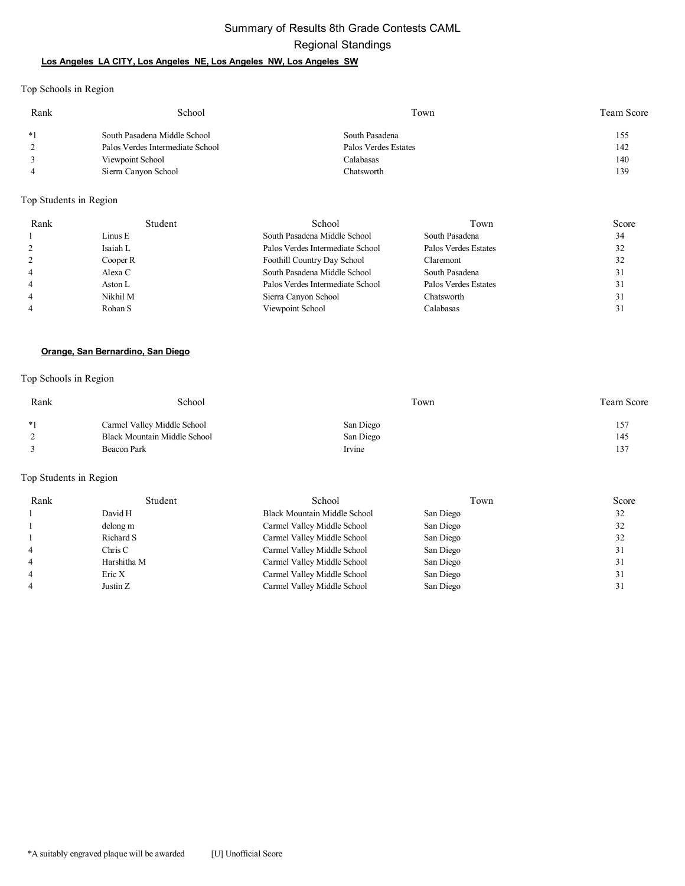# Summary of Results 8th Grade Contests CAML

## Regional Standings

### Los Angeles LA CITY, Los Angeles NE, Los Angeles NW, Los Angeles SW

Top Schools in Region

| Rank | School | Town | Team Score |
|---|---|---|---|
| *1 | South Pasadena Middle School | South Pasadena | 155 |
| 2 | Palos Verdes Intermediate School | Palos Verdes Estates | 142 |
| 3 | Viewpoint School | Calabasas | 140 |
| 4 | Sierra Canyon School | Chatsworth | 139 |

Top Students in Region

| Rank | Student | School | Town | Score |
|---|---|---|---|---|
| 1 | Linus E | South Pasadena Middle School | South Pasadena | 34 |
| 2 | Isaiah L | Palos Verdes Intermediate School | Palos Verdes Estates | 32 |
| 2 | Cooper R | Foothill Country Day School | Claremont | 32 |
| 4 | Alexa C | South Pasadena Middle School | South Pasadena | 31 |
| 4 | Aston L | Palos Verdes Intermediate School | Palos Verdes Estates | 31 |
| 4 | Nikhil M | Sierra Canyon School | Chatsworth | 31 |
| 4 | Rohan S | Viewpoint School | Calabasas | 31 |

### Orange, San Bernardino, San Diego

Top Schools in Region

| Rank | School | Town | Team Score |
|---|---|---|---|
| *1 | Carmel Valley Middle School | San Diego | 157 |
| 2 | Black Mountain Middle School | San Diego | 145 |
| 3 | Beacon Park | Irvine | 137 |

Top Students in Region

| Rank | Student | School | Town | Score |
|---|---|---|---|---|
| 1 | David H | Black Mountain Middle School | San Diego | 32 |
| 1 | delong m | Carmel Valley Middle School | San Diego | 32 |
| 1 | Richard S | Carmel Valley Middle School | San Diego | 32 |
| 4 | Chris C | Carmel Valley Middle School | San Diego | 31 |
| 4 | Harshitha M | Carmel Valley Middle School | San Diego | 31 |
| 4 | Eric X | Carmel Valley Middle School | San Diego | 31 |
| 4 | Justin Z | Carmel Valley Middle School | San Diego | 31 |

*A suitably engraved plaque will be awarded [U] Unofficial Score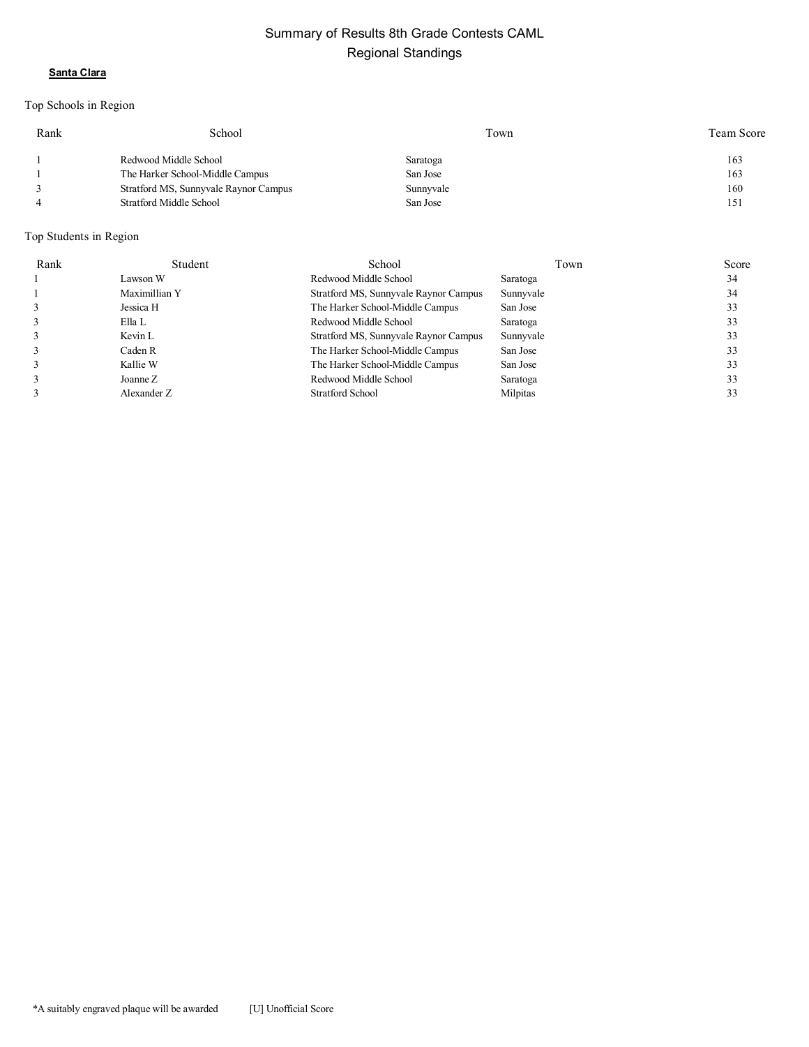# Summary of Results 8th Grade Contests CAML
## Regional Standings

**Santa Clara**

Top Schools in Region

| Rank | School | Town | Team Score |
|---|---|---|---|
| 1 | Redwood Middle School | Saratoga | 163 |
| 1 | The Harker School-Middle Campus | San Jose | 163 |
| 3 | Stratford MS, Sunnyvale Raynor Campus | Sunnyvale | 160 |
| 4 | Stratford Middle School | San Jose | 151 |

Top Students in Region

| Rank | Student | School | Town | Score |
|---|---|---|---|---|
| 1 | Lawson W | Redwood Middle School | Saratoga | 34 |
| 1 | Maximillian Y | Stratford MS, Sunnyvale Raynor Campus | Sunnyvale | 34 |
| 3 | Jessica H | The Harker School-Middle Campus | San Jose | 33 |
| 3 | Ella L | Redwood Middle School | Saratoga | 33 |
| 3 | Kevin L | Stratford MS, Sunnyvale Raynor Campus | Sunnyvale | 33 |
| 3 | Caden R | The Harker School-Middle Campus | San Jose | 33 |
| 3 | Kallie W | The Harker School-Middle Campus | San Jose | 33 |
| 3 | Joanne Z | Redwood Middle School | Saratoga | 33 |
| 3 | Alexander Z | Stratford School | Milpitas | 33 |

*A suitably engraved plaque will be awarded [U] Unofficial Score